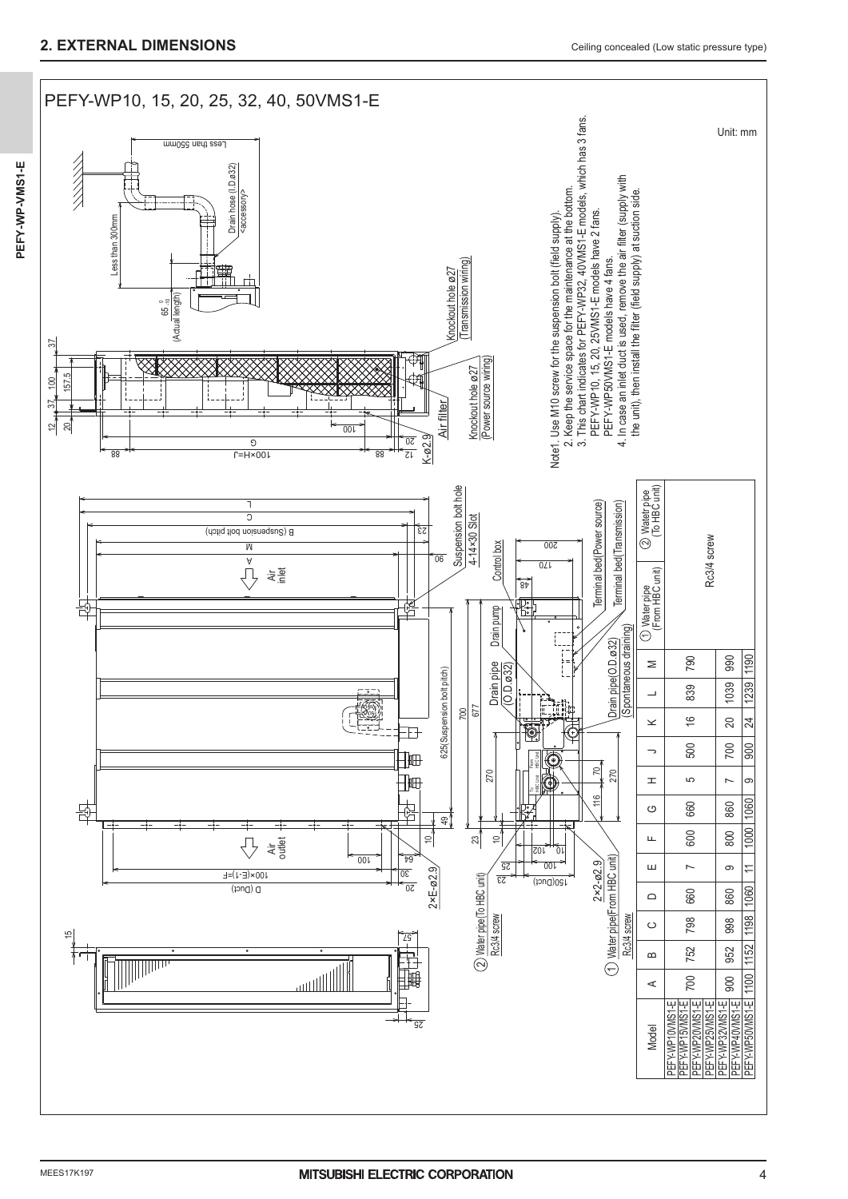## 2. EXTERNAL DIMENSIONS

Ceiling concealed (Low static pressure type)

PEFY-WP10, 15, 20, 25, 32, 40, 50VMS1-E

Unit: mm

Note1. Use M10 screw for the suspension bolt (field supply).
2. Keep the service space for the maintenance at the bottom.
3. This chart indicates for PEFY-WP32, 40VMS1-E models, which has 3 fans.
PEFY-WP10, 15, 20, 25VMS1-E models have 2 fans.
PEFY-WP50VMS1-E models have 4 fans.
4. In case an inlet duct is used, remove the air filter (supply with the unit), then install the filter (field supply) at suction side.

| Model | A | B | C | D | E | F | G | H | J | K | L | M | ① Water pipe (From HBC unit) | ② Watetr pipe (To HBC unit) |
|---|---|---|---|---|---|---|---|---|---|---|---|---|---|---|
| PEFY-WP10VMS1-E | 700 | 752 | 798 | 660 | 7 | 600 | 660 | 5 | 500 | 16 | 839 | 790 | Rc3/4 screw | |
| PEFY-WP15VMS1-E | | | | | | | | | | | | | | |
| PEFY-WP20VMS1-E | | | | | | | | | | | | | | |
| PEFY-WP25VMS1-E | | | | | | | | | | | | | | |
| PEFY-WP32VMS1-E | 900 | 952 | 998 | 860 | 9 | 800 | 860 | 7 | 700 | 20 | 1039 | 990 | | |
| PEFY-WP40VMS1-E | | | | | | | | | | | | | | |
| PEFY-WP50VMS1-E | 1100 | 1152 | 1198 | 1060 | 11 | 1000 | 1060 | 9 | 900 | 24 | 1239 | 1190 | | |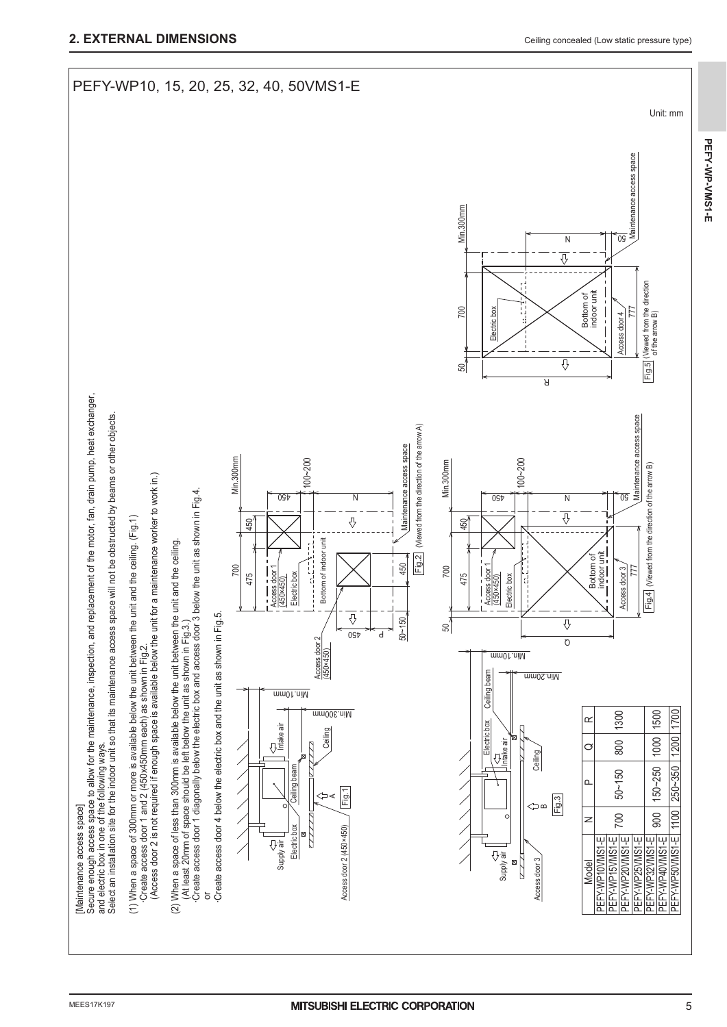## 2. EXTERNAL DIMENSIONS

# PEFY-WP10, 15, 20, 25, 32, 40, 50VMS1-E

Unit: mm

[Maintenance access space]
Secure enough access space to allow for the maintenance, inspection, and replacement of the motor, fan, drain pump, heat exchanger, and electric box in one of the following ways.
Select an installation site for the indoor unit so that its maintenance access space will not be obstructed by beams or other objects.

(1) When a space of 300mm or more is available below the unit between the unit and the ceiling. (Fig.1)
·Create access door 1 and 2 (450×450mm each) as shown in Fig.2.
(Access door 2 is not required if enough space is available below the unit for a maintenance worker to work in.)

(2) When a space of less than 300mm is available below the unit between the unit and the ceiling.
(At least 20mm of space should be left below the unit as shown in Fig.3.)
·Create access door 1 diagonally below the electric box and access door 3 below the unit as shown in Fig.4.
or
·Create access door 4 below the electric box and the unit as shown in Fig.5.

Fig.1
Supply air, Electric box, Ceiling beam, Intake air, Ceiling, Min.10mm, Min.300mm, Access door 2 (450×450), A

Fig.2 (Viewed from the direction of the arrow A)
700, 475, 450, Min.300mm, 450, 100~200, Access door 1 (450×450), Electric box, Bottom of indoor unit, N, 450, 450, P, 50~150, Access door 2 (450×450), Maintenance access space

Fig.3
Supply air, Electric box, Ceiling beam, Intake air, Ceiling, Min.10mm, Min.20mm, Access door 3, B

Fig.4 (Viewed from the direction of the arrow B)
50, 700, 475, 450, Min.300mm, 450, 100~200, Access door 1 (450×450), Electric box, Bottom of indoor unit, Access door 3, 777, N, 50, Q, Maintenance access space

Fig.5 (Viewed from the direction of the arrow B)
50, 700, Min.300mm, Electric box, Bottom of indoor unit, Access door 4, 777, N, 50, R, Maintenance access space

| Model | N | P | Q | R |
|---|---|---|---|---|
| PEFY-WP10VMS1-E | 700 | 50~150 | 800 | 1300 |
| PEFY-WP15VMS1-E | | | | |
| PEFY-WP20VMS1-E | | | | |
| PEFY-WP25VMS1-E | | | | |
| PEFY-WP32VMS1-E | 900 | 150~250 | 1000 | 1500 |
| PEFY-WP40VMS1-E | | | | |
| PEFY-WP50VMS1-E | 1100 | 250~350 | 1200 | 1700 |